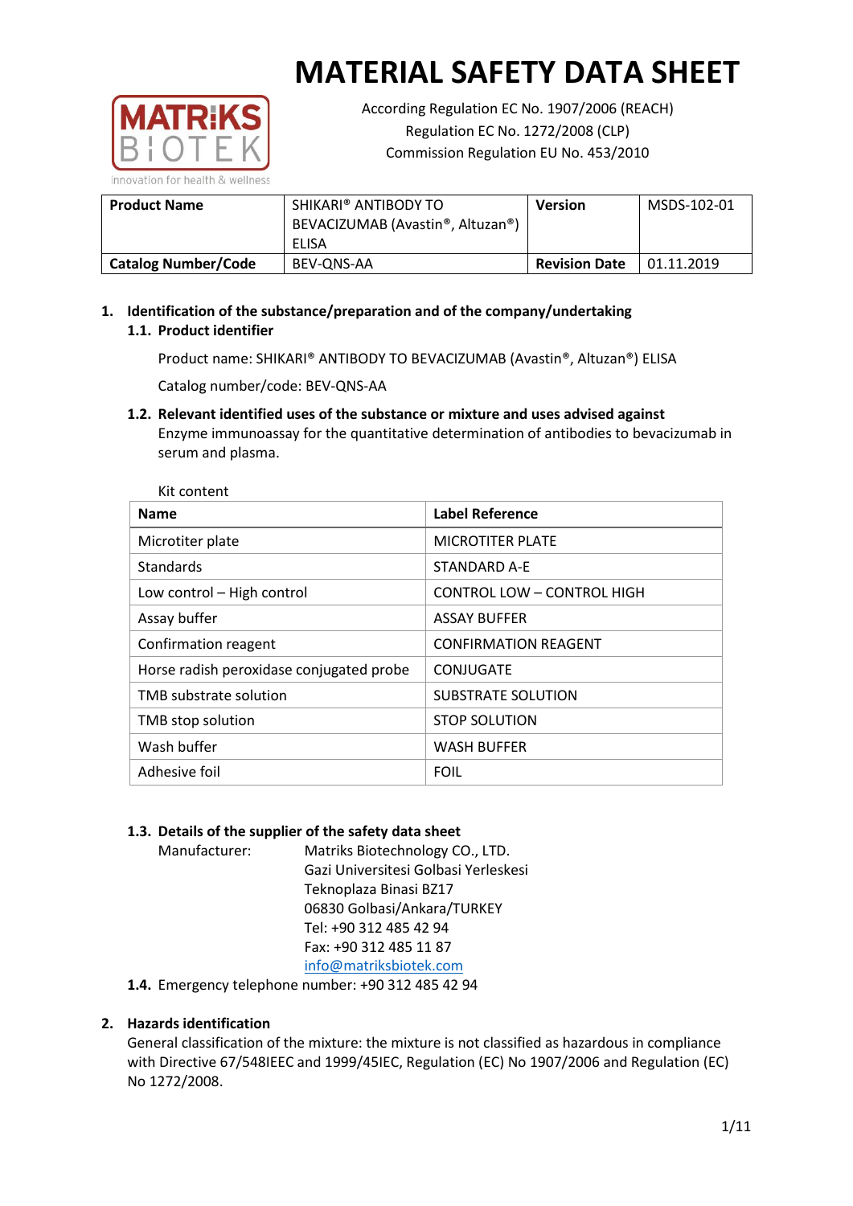# MATERIAL SAFETY DATA SHEET

According Regulation EC No. 1907/2006 (REACH)
Regulation EC No. 1272/2008 (CLP)
Commission Regulation EU No. 453/2010

| **Product Name** | SHIKARI® ANTIBODY TO BEVACIZUMAB (Avastin®, Altuzan®) ELISA | **Version** | MSDS-102-01 |
|---|---|---|---|
| **Catalog Number/Code** | BEV-QNS-AA | **Revision Date** | 01.11.2019 |

## 1. Identification of the substance/preparation and of the company/undertaking

### 1.1. Product identifier

Product name: SHIKARI® ANTIBODY TO BEVACIZUMAB (Avastin®, Altuzan®) ELISA

Catalog number/code: BEV-QNS-AA

### 1.2. Relevant identified uses of the substance or mixture and uses advised against

Enzyme immunoassay for the quantitative determination of antibodies to bevacizumab in serum and plasma.

Kit content

| Name | Label Reference |
|---|---|
| Microtiter plate | MICROTITER PLATE |
| Standards | STANDARD A-E |
| Low control – High control | CONTROL LOW – CONTROL HIGH |
| Assay buffer | ASSAY BUFFER |
| Confirmation reagent | CONFIRMATION REAGENT |
| Horse radish peroxidase conjugated probe | CONJUGATE |
| TMB substrate solution | SUBSTRATE SOLUTION |
| TMB stop solution | STOP SOLUTION |
| Wash buffer | WASH BUFFER |
| Adhesive foil | FOIL |

### 1.3. Details of the supplier of the safety data sheet

Manufacturer: Matriks Biotechnology CO., LTD.
Gazi Universitesi Golbasi Yerleskesi
Teknoplaza Binasi BZ17
06830 Golbasi/Ankara/TURKEY
Tel: +90 312 485 42 94
Fax: +90 312 485 11 87
info@matriksbiotek.com

### 1.4. Emergency telephone number: +90 312 485 42 94

## 2. Hazards identification

General classification of the mixture: the mixture is not classified as hazardous in compliance with Directive 67/548IEEC and 1999/45IEC, Regulation (EC) No 1907/2006 and Regulation (EC) No 1272/2008.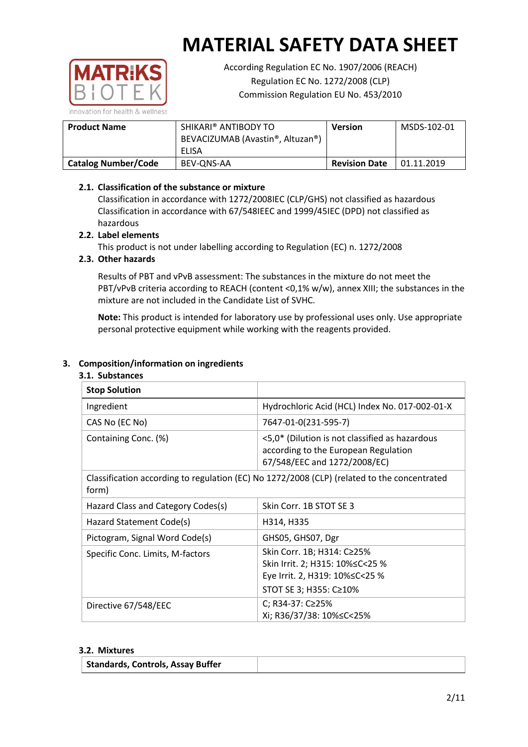# MATERIAL SAFETY DATA SHEET

According Regulation EC No. 1907/2006 (REACH)
Regulation EC No. 1272/2008 (CLP)
Commission Regulation EU No. 453/2010

| **Product Name** | SHIKARI® ANTIBODY TO BEVACIZUMAB (Avastin®, Altuzan®) ELISA | **Version** | MSDS-102-01 |
|---|---|---|---|
| **Catalog Number/Code** | BEV-QNS-AA | **Revision Date** | 01.11.2019 |

### 2.1. Classification of the substance or mixture

Classification in accordance with 1272/2008IEC (CLP/GHS) not classified as hazardous
Classification in accordance with 67/548IEEC and 1999/45IEC (DPD) not classified as hazardous

### 2.2. Label elements

This product is not under labelling according to Regulation (EC) n. 1272/2008

### 2.3. Other hazards

Results of PBT and vPvB assessment: The substances in the mixture do not meet the PBT/vPvB criteria according to REACH (content <0,1% w/w), annex XIII; the substances in the mixture are not included in the Candidate List of SVHC.

**Note:** This product is intended for laboratory use by professional uses only. Use appropriate personal protective equipment while working with the reagents provided.

## 3. Composition/information on ingredients

### 3.1. Substances

| **Stop Solution** | |
|---|---|
| Ingredient | Hydrochloric Acid (HCL) Index No. 017-002-01-X |
| CAS No (EC No) | 7647-01-0(231-595-7) |
| Containing Conc. (%) | <5,0* (Dilution is not classified as hazardous according to the European Regulation 67/548/EEC and 1272/2008/EC) |
| Classification according to regulation (EC) No 1272/2008 (CLP) (related to the concentrated form) | |
| Hazard Class and Category Codes(s) | Skin Corr. 1B STOT SE 3 |
| Hazard Statement Code(s) | H314, H335 |
| Pictogram, Signal Word Code(s) | GHS05, GHS07, Dgr |
| Specific Conc. Limits, M-factors | Skin Corr. 1B; H314: C≥25%<br>Skin Irrit. 2; H315: 10%≤C<25 %<br>Eye Irrit. 2, H319: 10%≤C<25 %<br>STOT SE 3; H355: C≥10% |
| Directive 67/548/EEC | C; R34-37: C≥25%<br>Xi; R36/37/38: 10%≤C<25% |

### 3.2. Mixtures

| **Standards, Controls, Assay Buffer** | |
|---|---|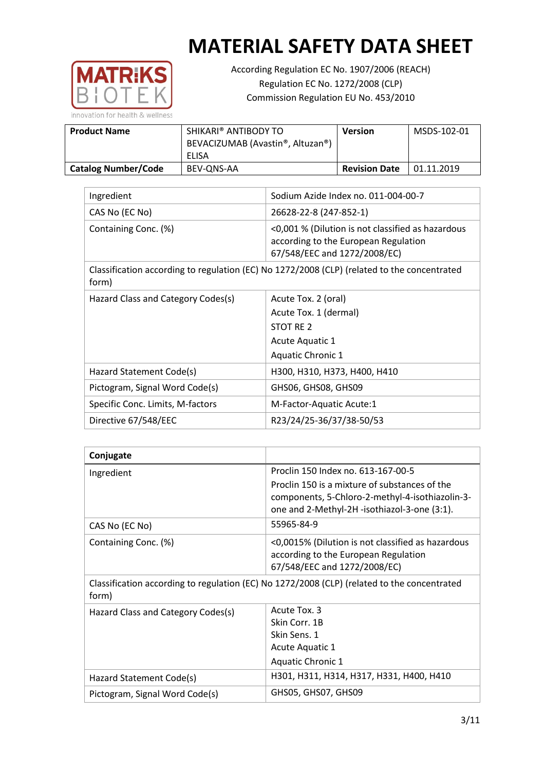# MATERIAL SAFETY DATA SHEET

According Regulation EC No. 1907/2006 (REACH)
Regulation EC No. 1272/2008 (CLP)
Commission Regulation EU No. 453/2010

| **Product Name** | SHIKARI® ANTIBODY TO BEVACIZUMAB (Avastin®, Altuzan®) ELISA | **Version** | MSDS-102-01 |
|---|---|---|---|
| **Catalog Number/Code** | BEV-QNS-AA | **Revision Date** | 01.11.2019 |

| Ingredient | Sodium Azide Index no. 011-004-00-7 |
|---|---|
| CAS No (EC No) | 26628-22-8 (247-852-1) |
| Containing Conc. (%) | <0,001 % (Dilution is not classified as hazardous according to the European Regulation 67/548/EEC and 1272/2008/EC) |
| Classification according to regulation (EC) No 1272/2008 (CLP) (related to the concentrated form) | |
| Hazard Class and Category Codes(s) | Acute Tox. 2 (oral)<br>Acute Tox. 1 (dermal)<br>STOT RE 2<br>Acute Aquatic 1<br>Aquatic Chronic 1 |
| Hazard Statement Code(s) | H300, H310, H373, H400, H410 |
| Pictogram, Signal Word Code(s) | GHS06, GHS08, GHS09 |
| Specific Conc. Limits, M-factors | M-Factor-Aquatic Acute:1 |
| Directive 67/548/EEC | R23/24/25-36/37/38-50/53 |

| **Conjugate** | |
|---|---|
| Ingredient | Proclin 150 Index no. 613-167-00-5<br>Proclin 150 is a mixture of substances of the components, 5-Chloro-2-methyl-4-isothiazolin-3-one and 2-Methyl-2H -isothiazol-3-one (3:1). |
| CAS No (EC No) | 55965-84-9 |
| Containing Conc. (%) | <0,0015% (Dilution is not classified as hazardous according to the European Regulation 67/548/EEC and 1272/2008/EC) |
| Classification according to regulation (EC) No 1272/2008 (CLP) (related to the concentrated form) | |
| Hazard Class and Category Codes(s) | Acute Tox. 3<br>Skin Corr. 1B<br>Skin Sens. 1<br>Acute Aquatic 1<br>Aquatic Chronic 1 |
| Hazard Statement Code(s) | H301, H311, H314, H317, H331, H400, H410 |
| Pictogram, Signal Word Code(s) | GHS05, GHS07, GHS09 |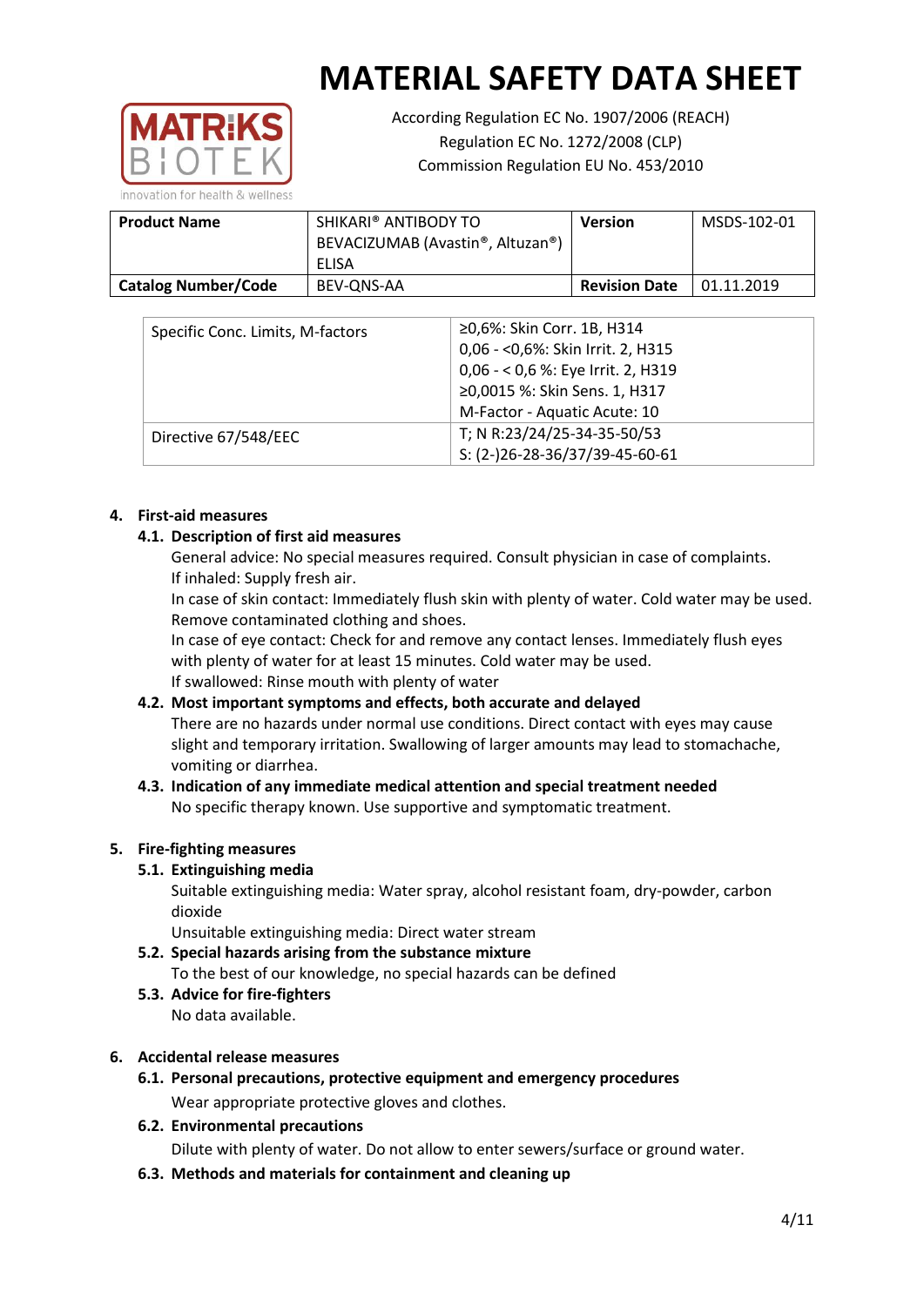# MATERIAL SAFETY DATA SHEET

According Regulation EC No. 1907/2006 (REACH)
Regulation EC No. 1272/2008 (CLP)
Commission Regulation EU No. 453/2010

| **Product Name** | SHIKARI® ANTIBODY TO BEVACIZUMAB (Avastin®, Altuzan®) ELISA | **Version** | MSDS-102-01 |
|---|---|---|---|
| **Catalog Number/Code** | BEV-QNS-AA | **Revision Date** | 01.11.2019 |

| Specific Conc. Limits, M-factors | ≥0,6%: Skin Corr. 1B, H314<br>0,06 - <0,6%: Skin Irrit. 2, H315<br>0,06 - < 0,6 %: Eye Irrit. 2, H319<br>≥0,0015 %: Skin Sens. 1, H317<br>M-Factor - Aquatic Acute: 10 |
|---|---|
| Directive 67/548/EEC | T; N R:23/24/25-34-35-50/53<br>S: (2-)26-28-36/37/39-45-60-61 |

## 4. First-aid measures

### 4.1. Description of first aid measures

General advice: No special measures required. Consult physician in case of complaints.
If inhaled: Supply fresh air.
In case of skin contact: Immediately flush skin with plenty of water. Cold water may be used. Remove contaminated clothing and shoes.
In case of eye contact: Check for and remove any contact lenses. Immediately flush eyes with plenty of water for at least 15 minutes. Cold water may be used.
If swallowed: Rinse mouth with plenty of water

### 4.2. Most important symptoms and effects, both accurate and delayed

There are no hazards under normal use conditions. Direct contact with eyes may cause slight and temporary irritation. Swallowing of larger amounts may lead to stomachache, vomiting or diarrhea.

### 4.3. Indication of any immediate medical attention and special treatment needed

No specific therapy known. Use supportive and symptomatic treatment.

## 5. Fire-fighting measures

### 5.1. Extinguishing media

Suitable extinguishing media: Water spray, alcohol resistant foam, dry-powder, carbon dioxide
Unsuitable extinguishing media: Direct water stream

### 5.2. Special hazards arising from the substance mixture

To the best of our knowledge, no special hazards can be defined

### 5.3. Advice for fire-fighters

No data available.

## 6. Accidental release measures

### 6.1. Personal precautions, protective equipment and emergency procedures

Wear appropriate protective gloves and clothes.

### 6.2. Environmental precautions

Dilute with plenty of water. Do not allow to enter sewers/surface or ground water.

### 6.3. Methods and materials for containment and cleaning up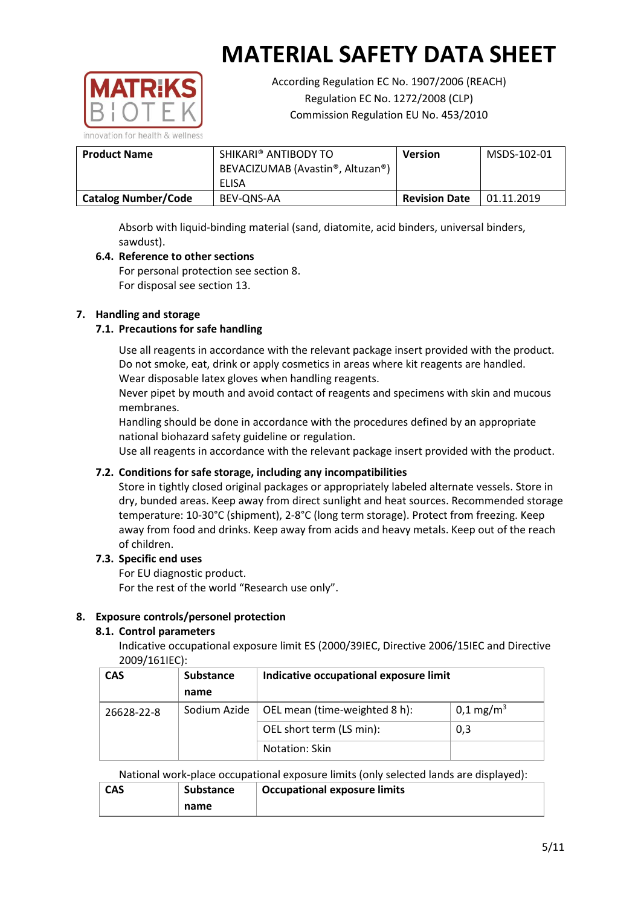# MATERIAL SAFETY DATA SHEET

According Regulation EC No. 1907/2006 (REACH)
Regulation EC No. 1272/2008 (CLP)
Commission Regulation EU No. 453/2010

| **Product Name** | SHIKARI® ANTIBODY TO BEVACIZUMAB (Avastin®, Altuzan®) ELISA | **Version** | MSDS-102-01 |
|---|---|---|---|
| **Catalog Number/Code** | BEV-QNS-AA | **Revision Date** | 01.11.2019 |

Absorb with liquid-binding material (sand, diatomite, acid binders, universal binders, sawdust).

### 6.4. Reference to other sections

For personal protection see section 8.
For disposal see section 13.

## 7. Handling and storage

### 7.1. Precautions for safe handling

Use all reagents in accordance with the relevant package insert provided with the product.
Do not smoke, eat, drink or apply cosmetics in areas where kit reagents are handled.
Wear disposable latex gloves when handling reagents.
Never pipet by mouth and avoid contact of reagents and specimens with skin and mucous membranes.
Handling should be done in accordance with the procedures defined by an appropriate national biohazard safety guideline or regulation.
Use all reagents in accordance with the relevant package insert provided with the product.

### 7.2. Conditions for safe storage, including any incompatibilities

Store in tightly closed original packages or appropriately labeled alternate vessels. Store in dry, bunded areas. Keep away from direct sunlight and heat sources. Recommended storage temperature: 10-30°C (shipment), 2-8°C (long term storage). Protect from freezing. Keep away from food and drinks. Keep away from acids and heavy metals. Keep out of the reach of children.

### 7.3. Specific end uses

For EU diagnostic product.
For the rest of the world "Research use only".

## 8. Exposure controls/personel protection

### 8.1. Control parameters

Indicative occupational exposure limit ES (2000/39IEC, Directive 2006/15IEC and Directive 2009/161IEC):

| CAS | Substance name | Indicative occupational exposure limit | |
|---|---|---|---|
| 26628-22-8 | Sodium Azide | OEL mean (time-weighted 8 h): | 0,1 $mg/m^3$ |
| | | OEL short term (LS min): | 0,3 |
| | | Notation: Skin | |

National work-place occupational exposure limits (only selected lands are displayed):

| CAS | Substance name | Occupational exposure limits |
|---|---|---|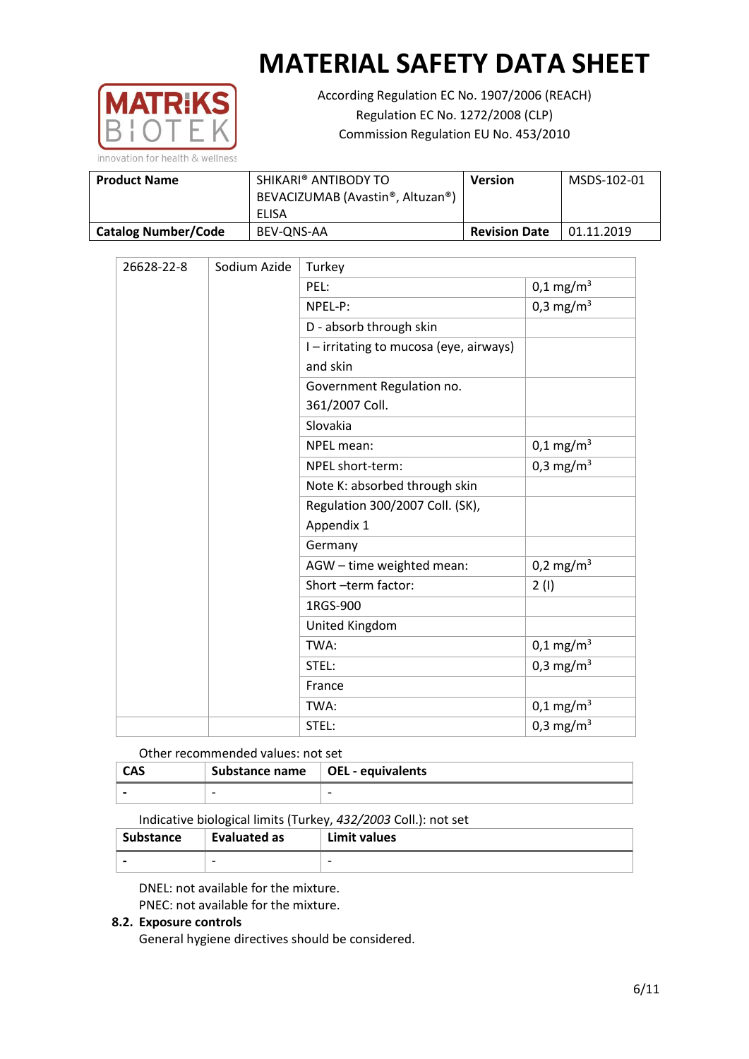| 26628-22-8 | Sodium Azide | Turkey | |
|---|---|---|---|
| | | PEL: | 0,1 mg/m$^3$ |
| | | NPEL-P: | 0,3 mg/m$^3$ |
| | | D - absorb through skin | |
| | | I – irritating to mucosa (eye, airways) and skin | |
| | | Government Regulation no. 361/2007 Coll. | |
| | | Slovakia | |
| | | NPEL mean: | 0,1 mg/m$^3$ |
| | | NPEL short-term: | 0,3 mg/m$^3$ |
| | | Note K: absorbed through skin | |
| | | Regulation 300/2007 Coll. (SK), Appendix 1 | |
| | | Germany | |
| | | AGW – time weighted mean: | 0,2 mg/m$^3$ |
| | | Short –term factor: | 2 (I) |
| | | 1RGS-900 | |
| | | United Kingdom | |
| | | TWA: | 0,1 mg/m$^3$ |
| | | STEL: | 0,3 mg/m$^3$ |
| | | France | |
| | | TWA: | 0,1 mg/m$^3$ |
| | | STEL: | 0,3 mg/m$^3$ |

Other recommended values: not set

| CAS | Substance name | OEL - equivalents |
|---|---|---|
| - | - | - |

Indicative biological limits (Turkey, *432/2003* Coll.): not set

| Substance | Evaluated as | Limit values |
|---|---|---|
| - | - | - |

DNEL: not available for the mixture.
PNEC: not available for the mixture.

**8.2. Exposure controls**

General hygiene directives should be considered.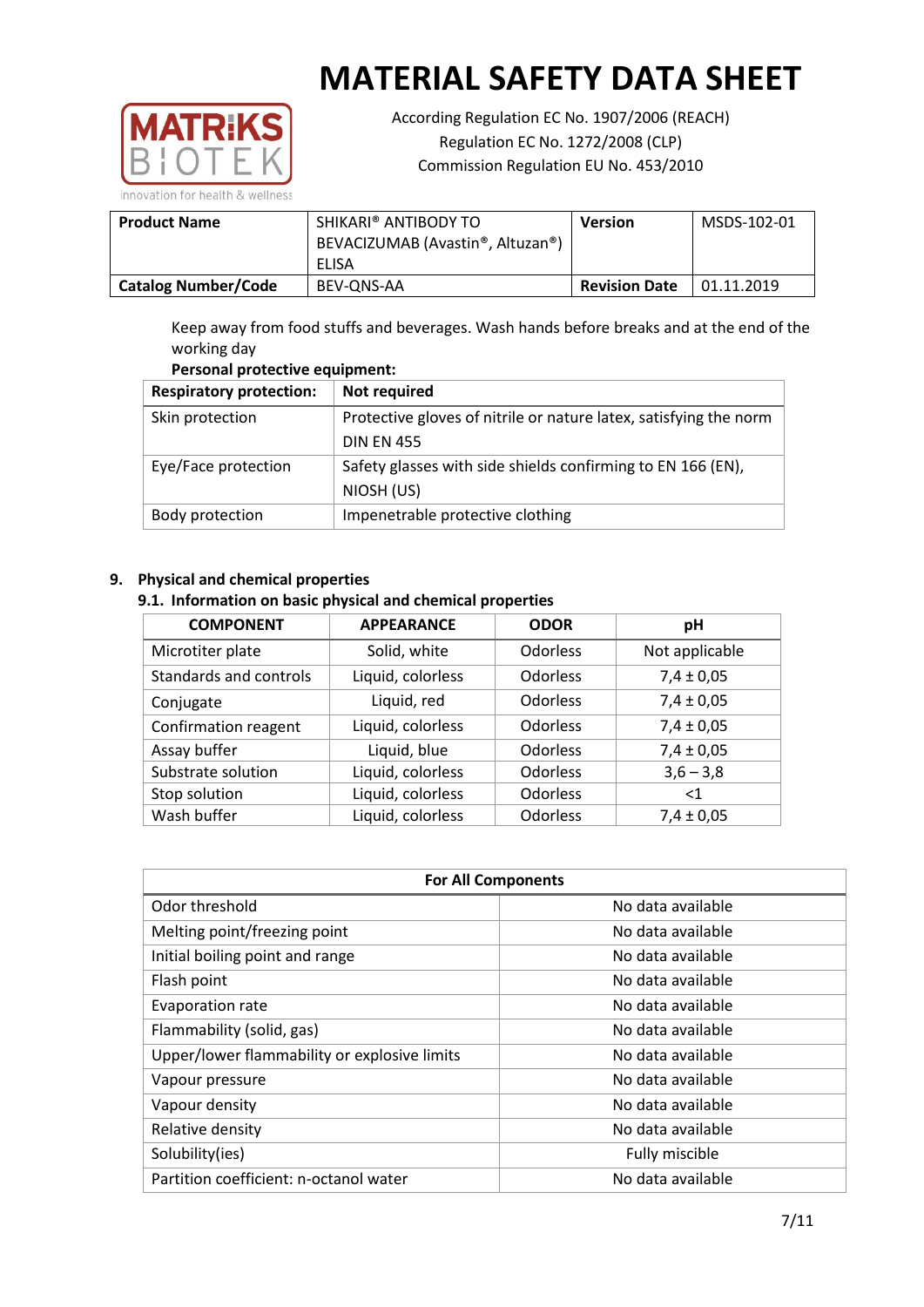Keep away from food stuffs and beverages. Wash hands before breaks and at the end of the working day

**Personal protective equipment:**

| Respiratory protection: | Not required |
|---|---|
| Skin protection | Protective gloves of nitrile or nature latex, satisfying the norm DIN EN 455 |
| Eye/Face protection | Safety glasses with side shields confirming to EN 166 (EN), NIOSH (US) |
| Body protection | Impenetrable protective clothing |

## 9. Physical and chemical properties

### 9.1. Information on basic physical and chemical properties

| COMPONENT | APPEARANCE | ODOR | pH |
|---|---|---|---|
| Microtiter plate | Solid, white | Odorless | Not applicable |
| Standards and controls | Liquid, colorless | Odorless | 7,4 ± 0,05 |
| Conjugate | Liquid, red | Odorless | 7,4 ± 0,05 |
| Confirmation reagent | Liquid, colorless | Odorless | 7,4 ± 0,05 |
| Assay buffer | Liquid, blue | Odorless | 7,4 ± 0,05 |
| Substrate solution | Liquid, colorless | Odorless | 3,6 – 3,8 |
| Stop solution | Liquid, colorless | Odorless | <1 |
| Wash buffer | Liquid, colorless | Odorless | 7,4 ± 0,05 |

| For All Components | |
|---|---|
| Odor threshold | No data available |
| Melting point/freezing point | No data available |
| Initial boiling point and range | No data available |
| Flash point | No data available |
| Evaporation rate | No data available |
| Flammability (solid, gas) | No data available |
| Upper/lower flammability or explosive limits | No data available |
| Vapour pressure | No data available |
| Vapour density | No data available |
| Relative density | No data available |
| Solubility(ies) | Fully miscible |
| Partition coefficient: n-octanol water | No data available |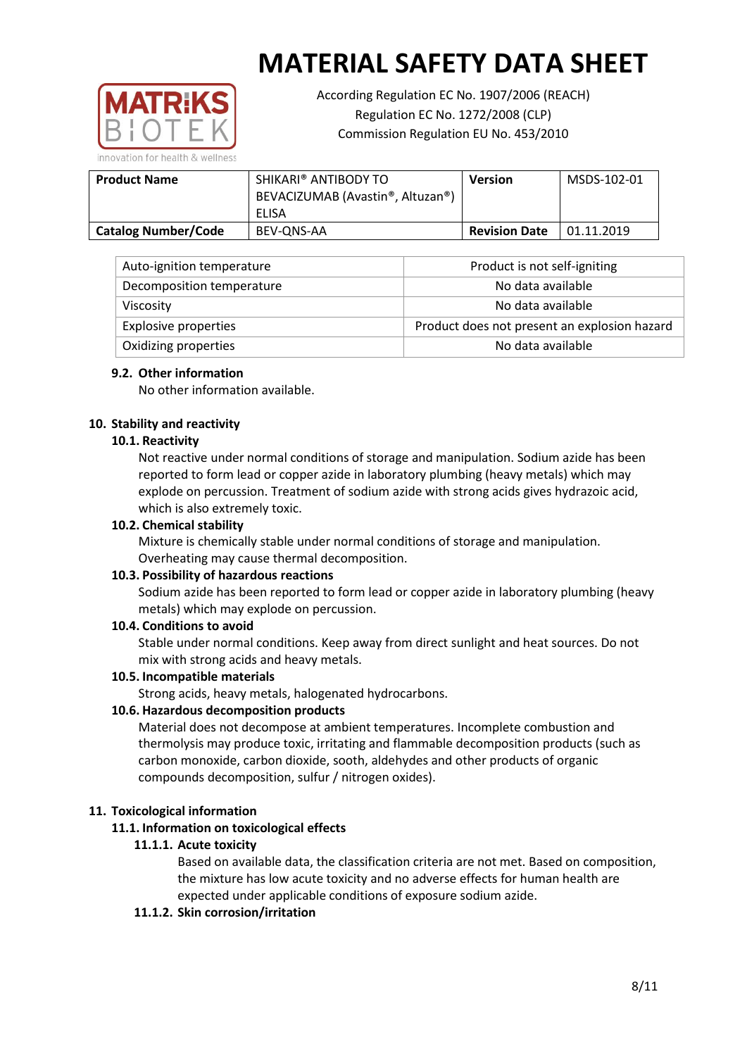# MATERIAL SAFETY DATA SHEET

According Regulation EC No. 1907/2006 (REACH)
Regulation EC No. 1272/2008 (CLP)
Commission Regulation EU No. 453/2010

| **Product Name** | SHIKARI® ANTIBODY TO BEVACIZUMAB (Avastin®, Altuzan®) ELISA | **Version** | MSDS-102-01 |
|---|---|---|---|
| **Catalog Number/Code** | BEV-QNS-AA | **Revision Date** | 01.11.2019 |

| Auto-ignition temperature | Product is not self-igniting |
|---|---|
| Decomposition temperature | No data available |
| Viscosity | No data available |
| Explosive properties | Product does not present an explosion hazard |
| Oxidizing properties | No data available |

### 9.2. Other information

No other information available.

## 10. Stability and reactivity

### 10.1. Reactivity

Not reactive under normal conditions of storage and manipulation. Sodium azide has been reported to form lead or copper azide in laboratory plumbing (heavy metals) which may explode on percussion. Treatment of sodium azide with strong acids gives hydrazoic acid, which is also extremely toxic.

### 10.2. Chemical stability

Mixture is chemically stable under normal conditions of storage and manipulation. Overheating may cause thermal decomposition.

### 10.3. Possibility of hazardous reactions

Sodium azide has been reported to form lead or copper azide in laboratory plumbing (heavy metals) which may explode on percussion.

### 10.4. Conditions to avoid

Stable under normal conditions. Keep away from direct sunlight and heat sources. Do not mix with strong acids and heavy metals.

### 10.5. Incompatible materials

Strong acids, heavy metals, halogenated hydrocarbons.

### 10.6. Hazardous decomposition products

Material does not decompose at ambient temperatures. Incomplete combustion and thermolysis may produce toxic, irritating and flammable decomposition products (such as carbon monoxide, carbon dioxide, sooth, aldehydes and other products of organic compounds decomposition, sulfur / nitrogen oxides).

## 11. Toxicological information

### 11.1. Information on toxicological effects

#### 11.1.1. Acute toxicity

Based on available data, the classification criteria are not met. Based on composition, the mixture has low acute toxicity and no adverse effects for human health are expected under applicable conditions of exposure sodium azide.

#### 11.1.2. Skin corrosion/irritation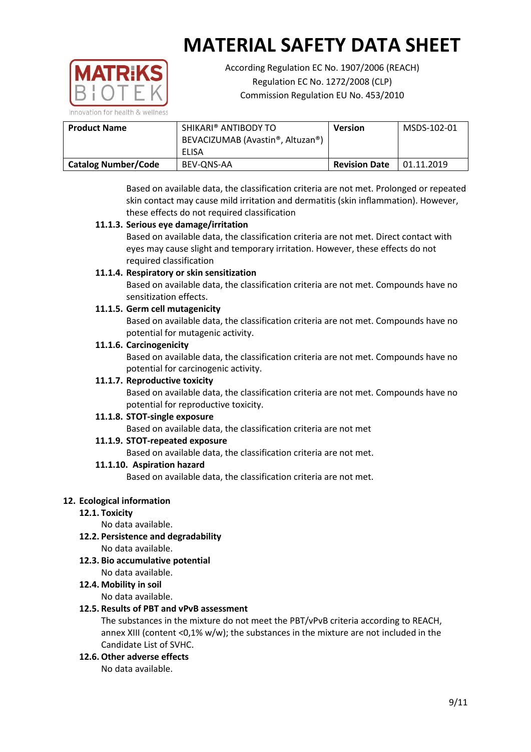# MATERIAL SAFETY DATA SHEET

According Regulation EC No. 1907/2006 (REACH)
Regulation EC No. 1272/2008 (CLP)
Commission Regulation EU No. 453/2010

| **Product Name** | SHIKARI® ANTIBODY TO BEVACIZUMAB (Avastin®, Altuzan®) ELISA | **Version** | MSDS-102-01 |
|---|---|---|---|
| **Catalog Number/Code** | BEV-QNS-AA | **Revision Date** | 01.11.2019 |

Based on available data, the classification criteria are not met. Prolonged or repeated skin contact may cause mild irritation and dermatitis (skin inflammation). However, these effects do not required classification

**11.1.3. Serious eye damage/irritation**

Based on available data, the classification criteria are not met. Direct contact with eyes may cause slight and temporary irritation. However, these effects do not required classification

**11.1.4. Respiratory or skin sensitization**

Based on available data, the classification criteria are not met. Compounds have no sensitization effects.

**11.1.5. Germ cell mutagenicity**

Based on available data, the classification criteria are not met. Compounds have no potential for mutagenic activity.

**11.1.6. Carcinogenicity**

Based on available data, the classification criteria are not met. Compounds have no potential for carcinogenic activity.

**11.1.7. Reproductive toxicity**

Based on available data, the classification criteria are not met. Compounds have no potential for reproductive toxicity.

**11.1.8. STOT-single exposure**

Based on available data, the classification criteria are not met

**11.1.9. STOT-repeated exposure**

Based on available data, the classification criteria are not met.

**11.1.10. Aspiration hazard**

Based on available data, the classification criteria are not met.

## 12. Ecological information

**12.1. Toxicity**

No data available.

**12.2. Persistence and degradability**

No data available.

**12.3. Bio accumulative potential**

No data available.

**12.4. Mobility in soil**

No data available.

**12.5. Results of PBT and vPvB assessment**

The substances in the mixture do not meet the PBT/vPvB criteria according to REACH, annex XIII (content <0,1% w/w); the substances in the mixture are not included in the Candidate List of SVHC.

**12.6. Other adverse effects**

No data available.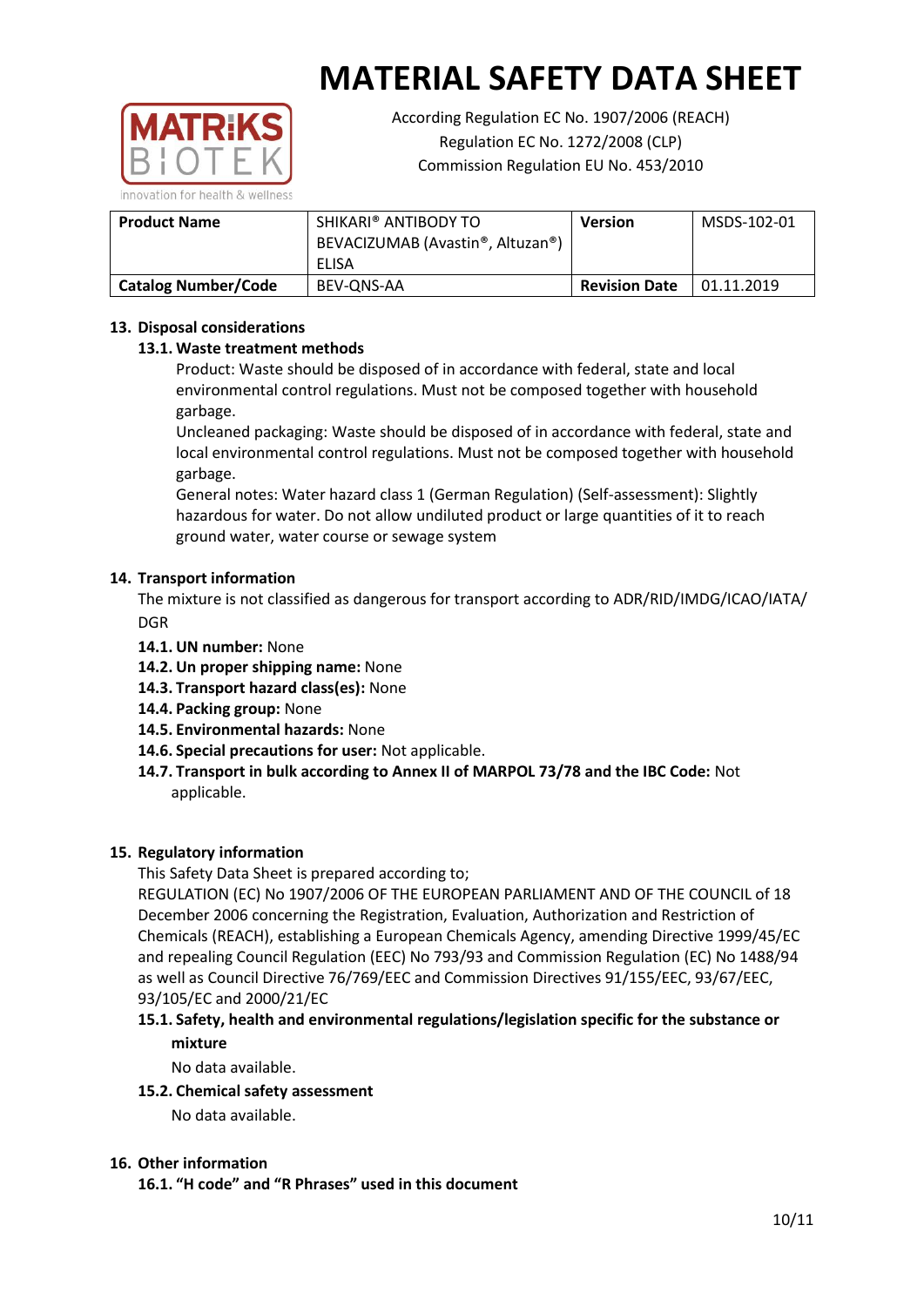# MATERIAL SAFETY DATA SHEET

According Regulation EC No. 1907/2006 (REACH)
Regulation EC No. 1272/2008 (CLP)
Commission Regulation EU No. 453/2010

| **Product Name** | SHIKARI® ANTIBODY TO BEVACIZUMAB (Avastin®, Altuzan®) ELISA | **Version** | MSDS-102-01 |
|---|---|---|---|
| **Catalog Number/Code** | BEV-QNS-AA | **Revision Date** | 01.11.2019 |

## 13. Disposal considerations

### 13.1. Waste treatment methods

Product: Waste should be disposed of in accordance with federal, state and local environmental control regulations. Must not be composed together with household garbage.

Uncleaned packaging: Waste should be disposed of in accordance with federal, state and local environmental control regulations. Must not be composed together with household garbage.

General notes: Water hazard class 1 (German Regulation) (Self-assessment): Slightly hazardous for water. Do not allow undiluted product or large quantities of it to reach ground water, water course or sewage system

## 14. Transport information

The mixture is not classified as dangerous for transport according to ADR/RID/IMDG/ICAO/IATA/DGR

- **14.1. UN number:** None
- **14.2. Un proper shipping name:** None
- **14.3. Transport hazard class(es):** None
- **14.4. Packing group:** None
- **14.5. Environmental hazards:** None
- **14.6. Special precautions for user:** Not applicable.
- **14.7. Transport in bulk according to Annex II of MARPOL 73/78 and the IBC Code:** Not applicable.

## 15. Regulatory information

This Safety Data Sheet is prepared according to;

REGULATION (EC) No 1907/2006 OF THE EUROPEAN PARLIAMENT AND OF THE COUNCIL of 18 December 2006 concerning the Registration, Evaluation, Authorization and Restriction of Chemicals (REACH), establishing a European Chemicals Agency, amending Directive 1999/45/EC and repealing Council Regulation (EEC) No 793/93 and Commission Regulation (EC) No 1488/94 as well as Council Directive 76/769/EEC and Commission Directives 91/155/EEC, 93/67/EEC, 93/105/EC and 2000/21/EC

### 15.1. Safety, health and environmental regulations/legislation specific for the substance or mixture

No data available.

### 15.2. Chemical safety assessment

No data available.

## 16. Other information

### 16.1. "H code" and "R Phrases" used in this document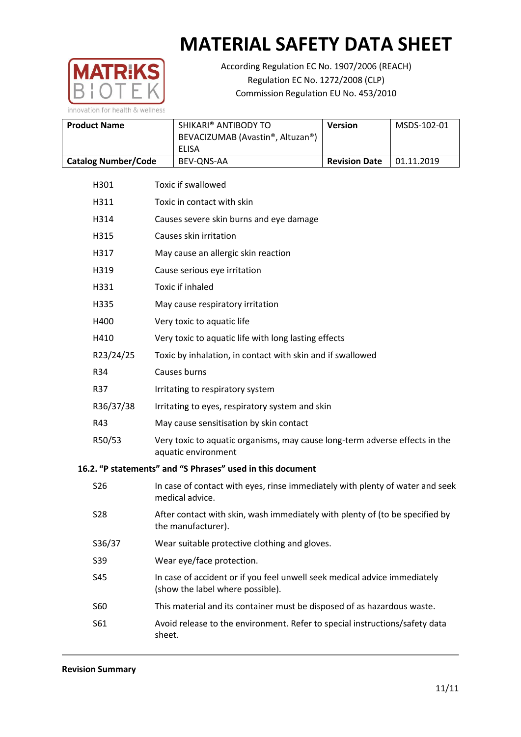| H301 | Toxic if swallowed |
|---|---|
| H311 | Toxic in contact with skin |
| H314 | Causes severe skin burns and eye damage |
| H315 | Causes skin irritation |
| H317 | May cause an allergic skin reaction |
| H319 | Cause serious eye irritation |
| H331 | Toxic if inhaled |
| H335 | May cause respiratory irritation |
| H400 | Very toxic to aquatic life |
| H410 | Very toxic to aquatic life with long lasting effects |
| R23/24/25 | Toxic by inhalation, in contact with skin and if swallowed |
| R34 | Causes burns |
| R37 | Irritating to respiratory system |
| R36/37/38 | Irritating to eyes, respiratory system and skin |
| R43 | May cause sensitisation by skin contact |
| R50/53 | Very toxic to aquatic organisms, may cause long-term adverse effects in the aquatic environment |

### 16.2. "P statements" and "S Phrases" used in this document

| S26 | In case of contact with eyes, rinse immediately with plenty of water and seek medical advice. |
|---|---|
| S28 | After contact with skin, wash immediately with plenty of (to be specified by the manufacturer). |
| S36/37 | Wear suitable protective clothing and gloves. |
| S39 | Wear eye/face protection. |
| S45 | In case of accident or if you feel unwell seek medical advice immediately (show the label where possible). |
| S60 | This material and its container must be disposed of as hazardous waste. |
| S61 | Avoid release to the environment. Refer to special instructions/safety data sheet. |

**Revision Summary**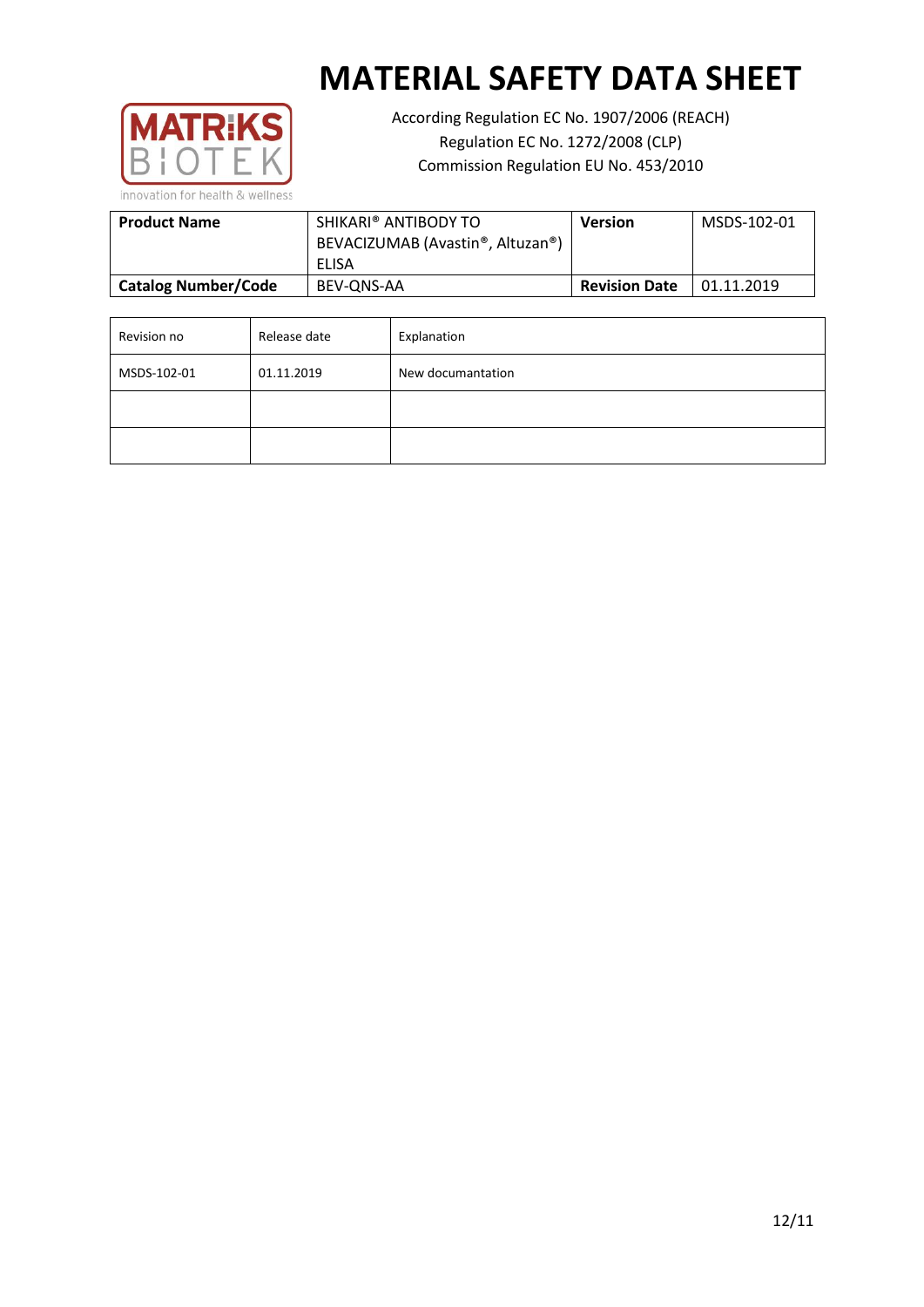# MATERIAL SAFETY DATA SHEET

According Regulation EC No. 1907/2006 (REACH)
Regulation EC No. 1272/2008 (CLP)
Commission Regulation EU No. 453/2010

| **Product Name** | SHIKARI® ANTIBODY TO BEVACIZUMAB (Avastin®, Altuzan®) ELISA | **Version** | MSDS-102-01 |
|---|---|---|---|
| **Catalog Number/Code** | BEV-QNS-AA | **Revision Date** | 01.11.2019 |

| Revision no | Release date | Explanation |
|---|---|---|
| MSDS-102-01 | 01.11.2019 | New documantation |
| | | |
| | | |